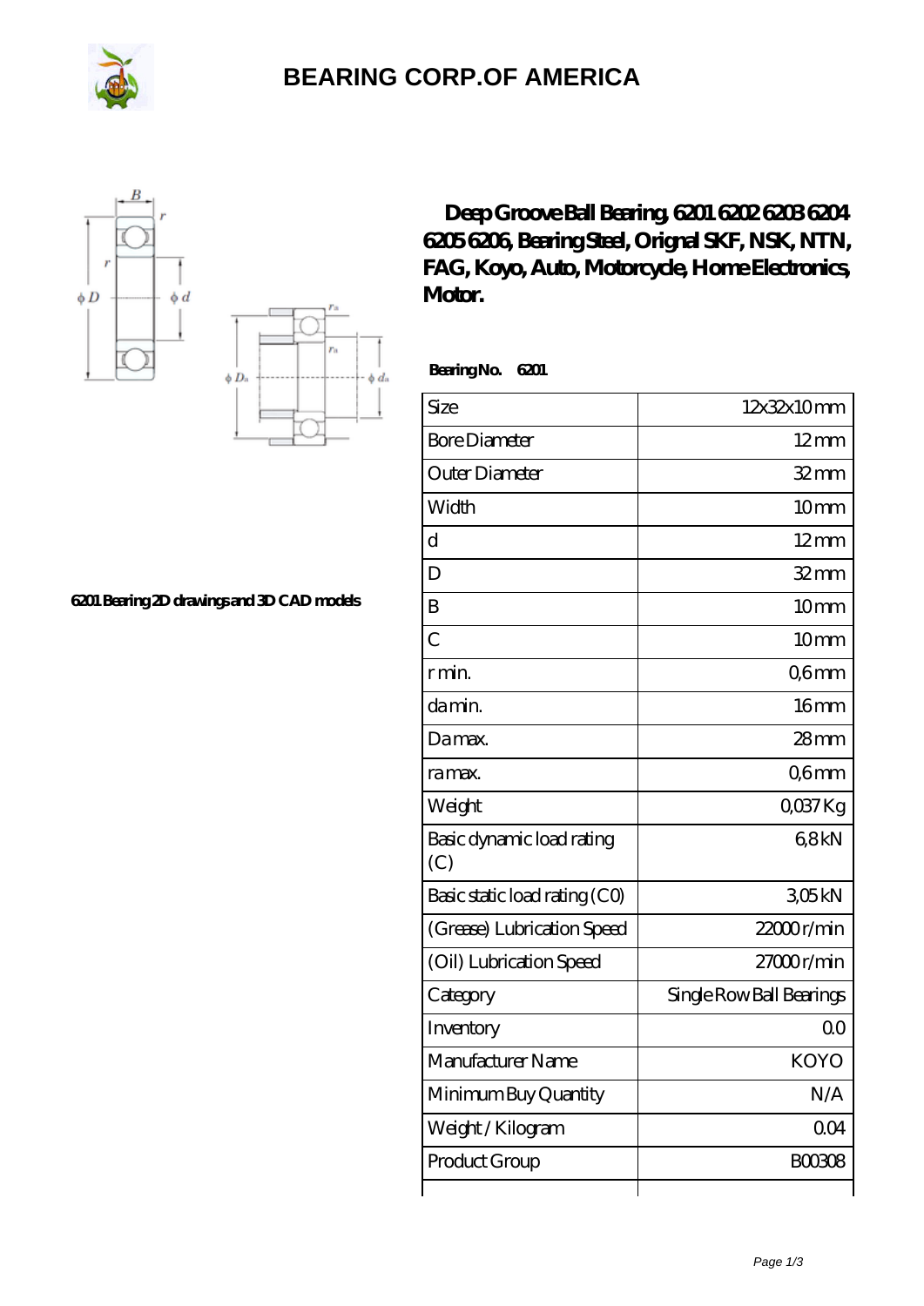# BEARING CORP.OF AMERICA

6201 Bearing 2D drawings and 3D CAD models

## Deep Groove Ball Bearing, 6201 6202 6203 6204 6205 6206, Bearing Steel, Orignal SKF, NSK, NTN, FAG, Koyo, Auto, Motorcycle, Home Electronics, Motor.

**Bearing No. 6201**

| Size | 12x32x10 mm |
|---|---|
| Bore Diameter | 12 mm |
| Outer Diameter | 32 mm |
| Width | 10 mm |
| d | 12 mm |
| D | 32 mm |
| B | 10 mm |
| C | 10 mm |
| r min. | 0,6 mm |
| da min. | 16 mm |
| Da max. | 28 mm |
| ra max. | 0,6 mm |
| Weight | 0,037 Kg |
| Basic dynamic load rating (C) | 6,8 kN |
| Basic static load rating (C0) | 3,05 kN |
| (Grease) Lubrication Speed | 22000 r/min |
| (Oil) Lubrication Speed | 27000 r/min |
| Category | Single Row Ball Bearings |
| Inventory | 0.0 |
| Manufacturer Name | KOYO |
| Minimum Buy Quantity | N/A |
| Weight / Kilogram | 0.04 |
| Product Group | B00308 |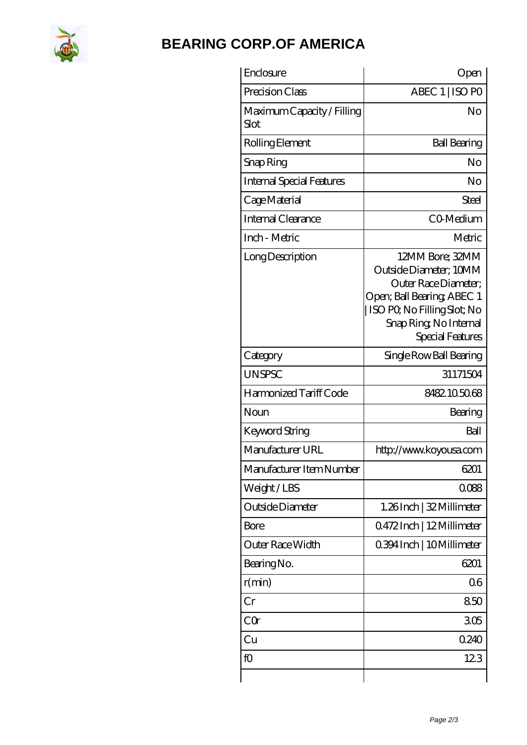# BEARING CORP.OF AMERICA

| Enclosure | Open |
|---|---|
| Precision Class | ABEC 1 \| ISO P0 |
| Maximum Capacity / Filling Slot | No |
| Rolling Element | Ball Bearing |
| Snap Ring | No |
| Internal Special Features | No |
| Cage Material | Steel |
| Internal Clearance | C0-Medium |
| Inch - Metric | Metric |
| Long Description | 12MM Bore; 32MM Outside Diameter; 10MM Outer Race Diameter; Open; Ball Bearing; ABEC 1 \| ISO P0; No Filling Slot; No Snap Ring; No Internal Special Features |
| Category | Single Row Ball Bearing |
| UNSPSC | 31171504 |
| Harmonized Tariff Code | 8482.10.50.68 |
| Noun | Bearing |
| Keyword String | Ball |
| Manufacturer URL | http://www.koyousa.com |
| Manufacturer Item Number | 6201 |
| Weight / LBS | 0.088 |
| Outside Diameter | 1.26 Inch \| 32 Millimeter |
| Bore | 0.472 Inch \| 12 Millimeter |
| Outer Race Width | 0.394 Inch \| 10 Millimeter |
| Bearing No. | 6201 |
| r(min) | 0.6 |
| Cr | 8.50 |
| C0r | 3.05 |
| Cu | 0.240 |
| f0 | 12.3 |
| | |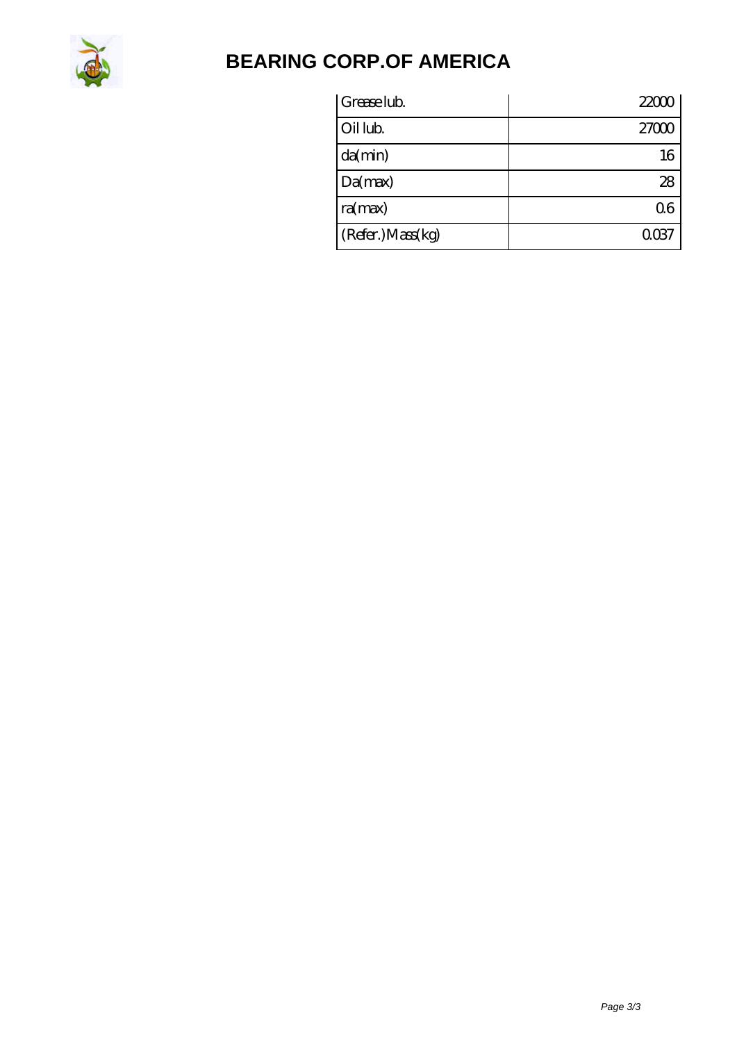| | |
|---|---|
| Grease lub. | 22000 |
| Oil lub. | 27000 |
| da(min) | 16 |
| Da(max) | 28 |
| ra(max) | 0.6 |
| (Refer.)Mass(kg) | 0.037 |